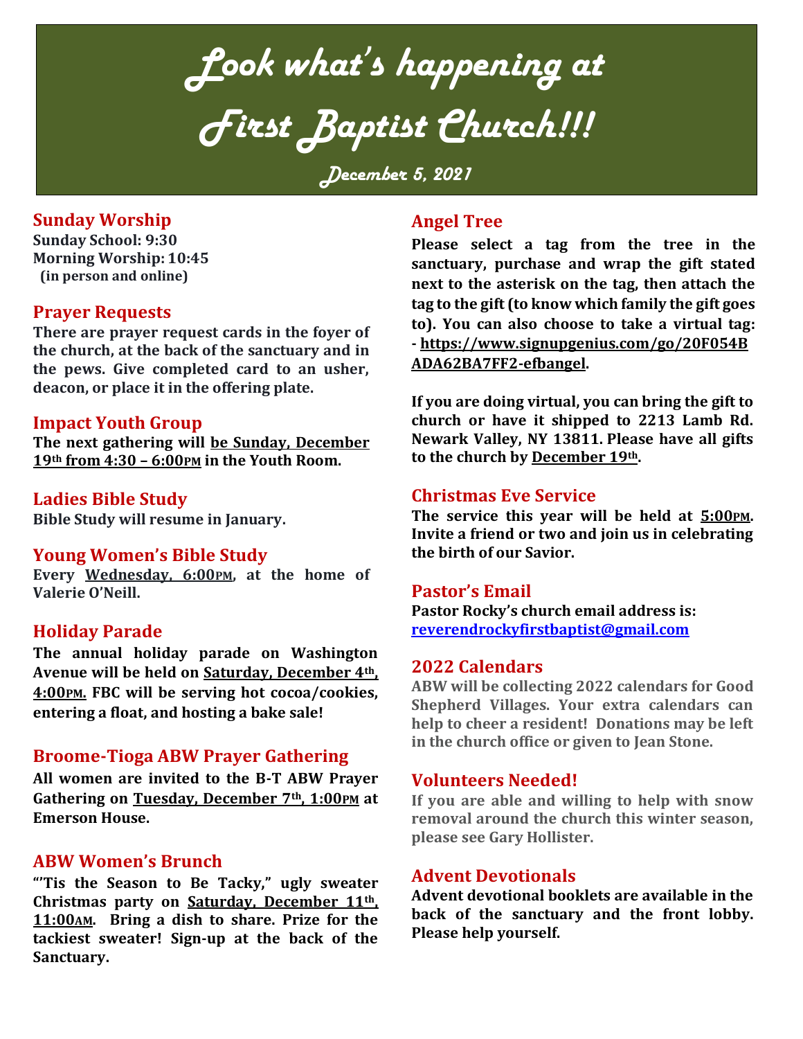# Look what's happening at First Baptist Church!!!

### December 5, 2021

## Sunday Worship

**Sunday School: 9:30**
**Morning Worship: 10:45**
**(in person and online)**

## Prayer Requests

**There are prayer request cards in the foyer of the church, at the back of the sanctuary and in the pews. Give completed card to an usher, deacon, or place it in the offering plate.**

## Impact Youth Group

**The next gathering will be Sunday, December 19th from 4:30 – 6:00PM in the Youth Room.**

## Ladies Bible Study

**Bible Study will resume in January.**

## Young Women's Bible Study

**Every Wednesday, 6:00PM, at the home of Valerie O'Neill.**

## Holiday Parade

**The annual holiday parade on Washington Avenue will be held on Saturday, December 4th, 4:00PM. FBC will be serving hot cocoa/cookies, entering a float, and hosting a bake sale!**

## Broome-Tioga ABW Prayer Gathering

**All women are invited to the B-T ABW Prayer Gathering on Tuesday, December 7th, 1:00PM at Emerson House.**

## ABW Women's Brunch

**"'Tis the Season to Be Tacky," ugly sweater Christmas party on Saturday, December 11th, 11:00AM. Bring a dish to share. Prize for the tackiest sweater! Sign-up at the back of the Sanctuary.**

## Angel Tree

**Please select a tag from the tree in the sanctuary, purchase and wrap the gift stated next to the asterisk on the tag, then attach the tag to the gift (to know which family the gift goes to). You can also choose to take a virtual tag: - https://www.signupgenius.com/go/20F054BADA62BA7FF2-efbangel.**

**If you are doing virtual, you can bring the gift to church or have it shipped to 2213 Lamb Rd. Newark Valley, NY 13811. Please have all gifts to the church by December 19th.**

## Christmas Eve Service

**The service this year will be held at 5:00PM. Invite a friend or two and join us in celebrating the birth of our Savior.**

## Pastor's Email

**Pastor Rocky's church email address is: reverendrockyfirstbaptist@gmail.com**

## 2022 Calendars

**ABW will be collecting 2022 calendars for Good Shepherd Villages. Your extra calendars can help to cheer a resident! Donations may be left in the church office or given to Jean Stone.**

## Volunteers Needed!

**If you are able and willing to help with snow removal around the church this winter season, please see Gary Hollister.**

## Advent Devotionals

**Advent devotional booklets are available in the back of the sanctuary and the front lobby. Please help yourself.**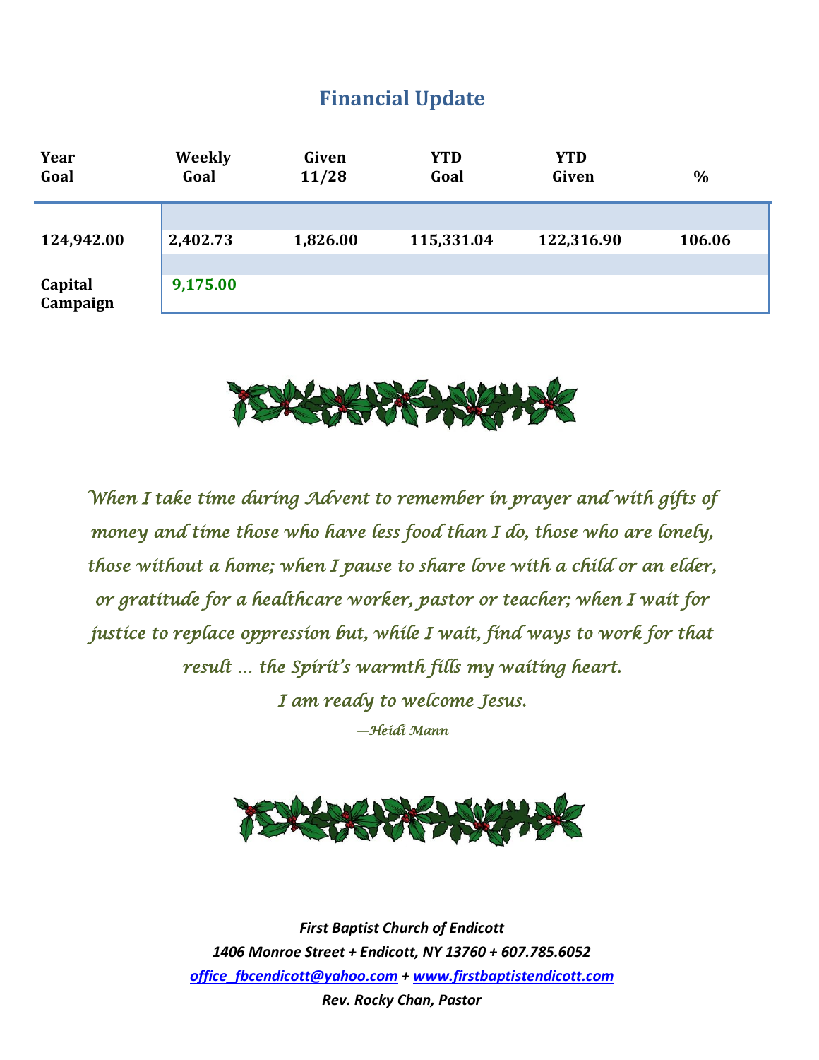## Financial Update

| Year Goal | Weekly Goal | Given 11/28 | YTD Goal | YTD Given | % |
|---|---|---|---|---|---|
| 124,942.00 | 2,402.73 | 1,826.00 | 115,331.04 | 122,316.90 | 106.06 |
| Capital Campaign | 9,175.00 | | | | |

*When I take time during Advent to remember in prayer and with gifts of money and time those who have less food than I do, those who are lonely, those without a home; when I pause to share love with a child or an elder, or gratitude for a healthcare worker, pastor or teacher; when I wait for justice to replace oppression but, while I wait, find ways to work for that result … the Spirit's warmth fills my waiting heart.*
*I am ready to welcome Jesus.*

*—Heidi Mann*

***First Baptist Church of Endicott***
***1406 Monroe Street + Endicott, NY 13760 + 607.785.6052***
***office_fbcendicott@yahoo.com + www.firstbaptistendicott.com***
***Rev. Rocky Chan, Pastor***